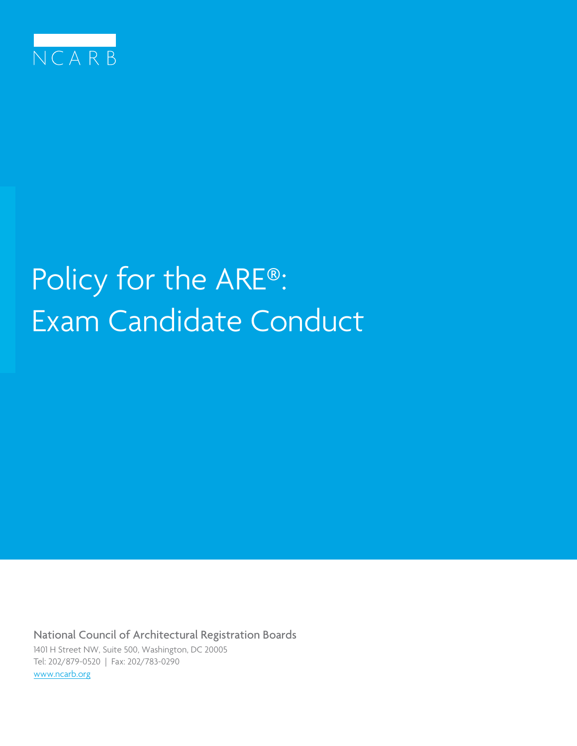NCARB

# Policy for the ARE®: Exam Candidate Conduct

National Council of Architectural Registration Boards

1401 H Street NW, Suite 500, Washington, DC 20005

Tel: 202/879-0520 | Fax: 202/783-0290

www.ncarb.org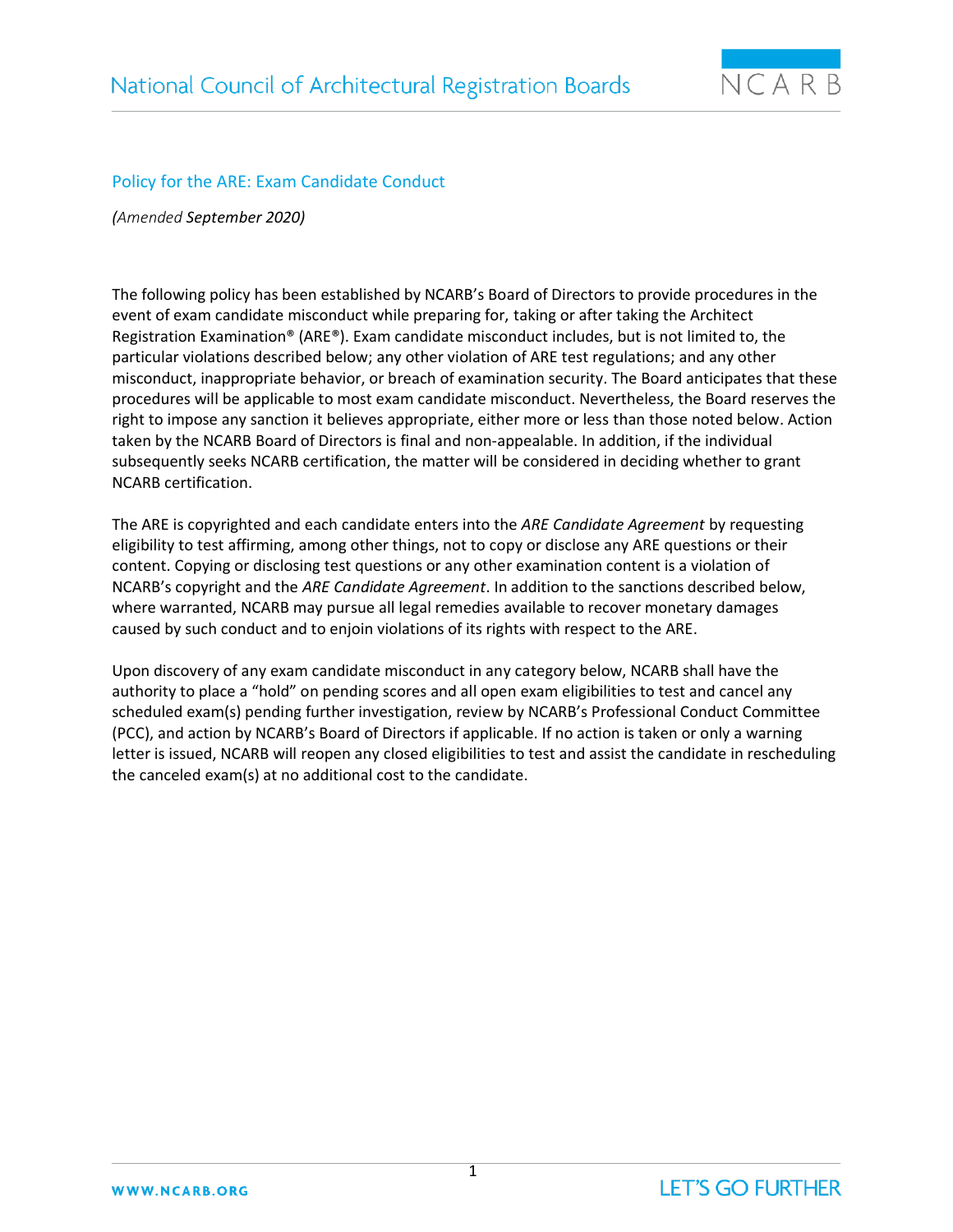## Policy for the ARE: Exam Candidate Conduct

*(Amended **September 2020**)*

The following policy has been established by NCARB's Board of Directors to provide procedures in the event of exam candidate misconduct while preparing for, taking or after taking the Architect Registration Examination® (ARE®). Exam candidate misconduct includes, but is not limited to, the particular violations described below; any other violation of ARE test regulations; and any other misconduct, inappropriate behavior, or breach of examination security. The Board anticipates that these procedures will be applicable to most exam candidate misconduct. Nevertheless, the Board reserves the right to impose any sanction it believes appropriate, either more or less than those noted below. Action taken by the NCARB Board of Directors is final and non-appealable. In addition, if the individual subsequently seeks NCARB certification, the matter will be considered in deciding whether to grant NCARB certification.

The ARE is copyrighted and each candidate enters into the *ARE Candidate Agreement* by requesting eligibility to test affirming, among other things, not to copy or disclose any ARE questions or their content. Copying or disclosing test questions or any other examination content is a violation of NCARB's copyright and the *ARE Candidate Agreement*. In addition to the sanctions described below, where warranted, NCARB may pursue all legal remedies available to recover monetary damages caused by such conduct and to enjoin violations of its rights with respect to the ARE.

Upon discovery of any exam candidate misconduct in any category below, NCARB shall have the authority to place a "hold" on pending scores and all open exam eligibilities to test and cancel any scheduled exam(s) pending further investigation, review by NCARB's Professional Conduct Committee (PCC), and action by NCARB's Board of Directors if applicable. If no action is taken or only a warning letter is issued, NCARB will reopen any closed eligibilities to test and assist the candidate in rescheduling the canceled exam(s) at no additional cost to the candidate.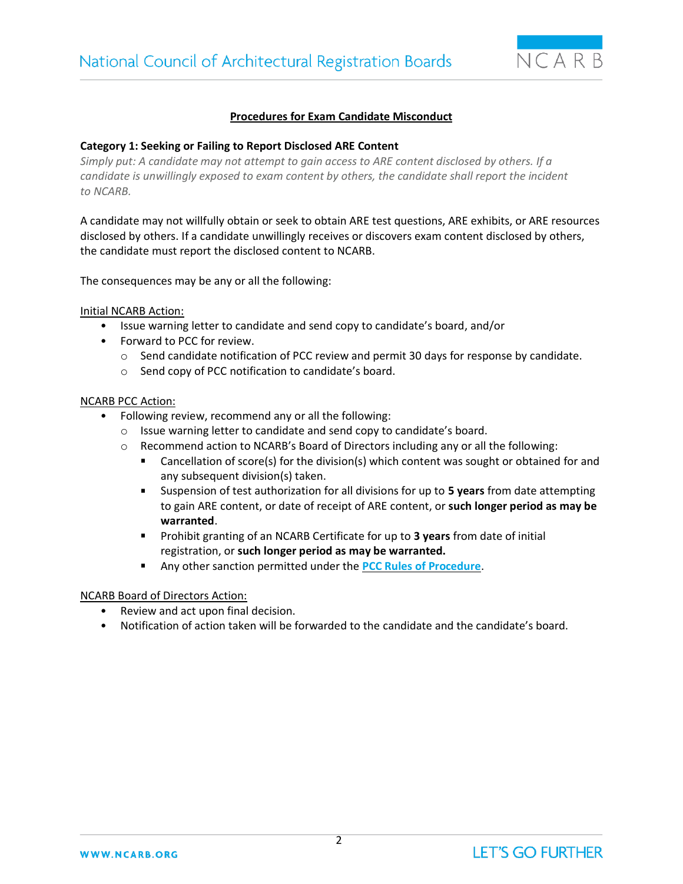**<u>Procedures for Exam Candidate Misconduct</u>**

**Category 1: Seeking or Failing to Report Disclosed ARE Content**

*Simply put: A candidate may not attempt to gain access to ARE content disclosed by others. If a candidate is unwillingly exposed to exam content by others, the candidate shall report the incident to NCARB.*

A candidate may not willfully obtain or seek to obtain ARE test questions, ARE exhibits, or ARE resources disclosed by others. If a candidate unwillingly receives or discovers exam content disclosed by others, the candidate must report the disclosed content to NCARB.

The consequences may be any or all the following:

<u>Initial NCARB Action:</u>

- Issue warning letter to candidate and send copy to candidate's board, and/or
- Forward to PCC for review.
  - Send candidate notification of PCC review and permit 30 days for response by candidate.
  - Send copy of PCC notification to candidate's board.

<u>NCARB PCC Action:</u>

- Following review, recommend any or all the following:
  - Issue warning letter to candidate and send copy to candidate's board.
  - Recommend action to NCARB's Board of Directors including any or all the following:
    - Cancellation of score(s) for the division(s) which content was sought or obtained for and any subsequent division(s) taken.
    - Suspension of test authorization for all divisions for up to **5 years** from date attempting to gain ARE content, or date of receipt of ARE content, or **such longer period as may be warranted**.
    - Prohibit granting of an NCARB Certificate for up to **3 years** from date of initial registration, or **such longer period as may be warranted.**
    - Any other sanction permitted under the **PCC Rules of Procedure**.

<u>NCARB Board of Directors Action:</u>

- Review and act upon final decision.
- Notification of action taken will be forwarded to the candidate and the candidate's board.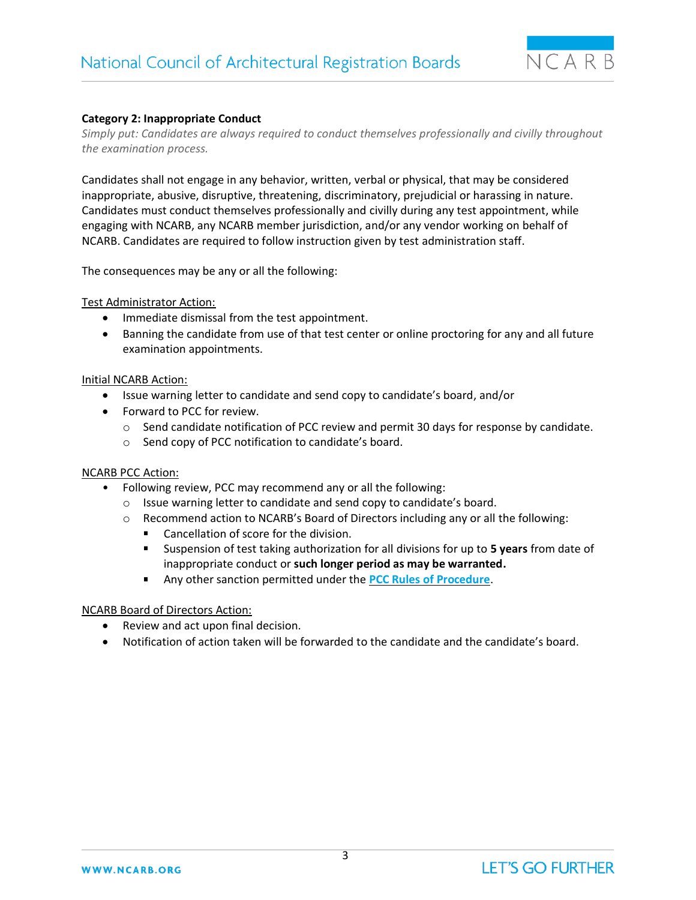**Category 2: Inappropriate Conduct**

*Simply put: Candidates are always required to conduct themselves professionally and civilly throughout the examination process.*

Candidates shall not engage in any behavior, written, verbal or physical, that may be considered inappropriate, abusive, disruptive, threatening, discriminatory, prejudicial or harassing in nature. Candidates must conduct themselves professionally and civilly during any test appointment, while engaging with NCARB, any NCARB member jurisdiction, and/or any vendor working on behalf of NCARB. Candidates are required to follow instruction given by test administration staff.

The consequences may be any or all the following:

<u>Test Administrator Action:</u>

- Immediate dismissal from the test appointment.
- Banning the candidate from use of that test center or online proctoring for any and all future examination appointments.

<u>Initial NCARB Action:</u>

- Issue warning letter to candidate and send copy to candidate's board, and/or
- Forward to PCC for review.
  - Send candidate notification of PCC review and permit 30 days for response by candidate.
  - Send copy of PCC notification to candidate's board.

<u>NCARB PCC Action:</u>

- Following review, PCC may recommend any or all the following:
  - Issue warning letter to candidate and send copy to candidate's board.
  - Recommend action to NCARB's Board of Directors including any or all the following:
    - Cancellation of score for the division.
    - Suspension of test taking authorization for all divisions for up to **5 years** from date of inappropriate conduct or **such longer period as may be warranted.**
    - Any other sanction permitted under the **PCC Rules of Procedure**.

<u>NCARB Board of Directors Action:</u>

- Review and act upon final decision.
- Notification of action taken will be forwarded to the candidate and the candidate's board.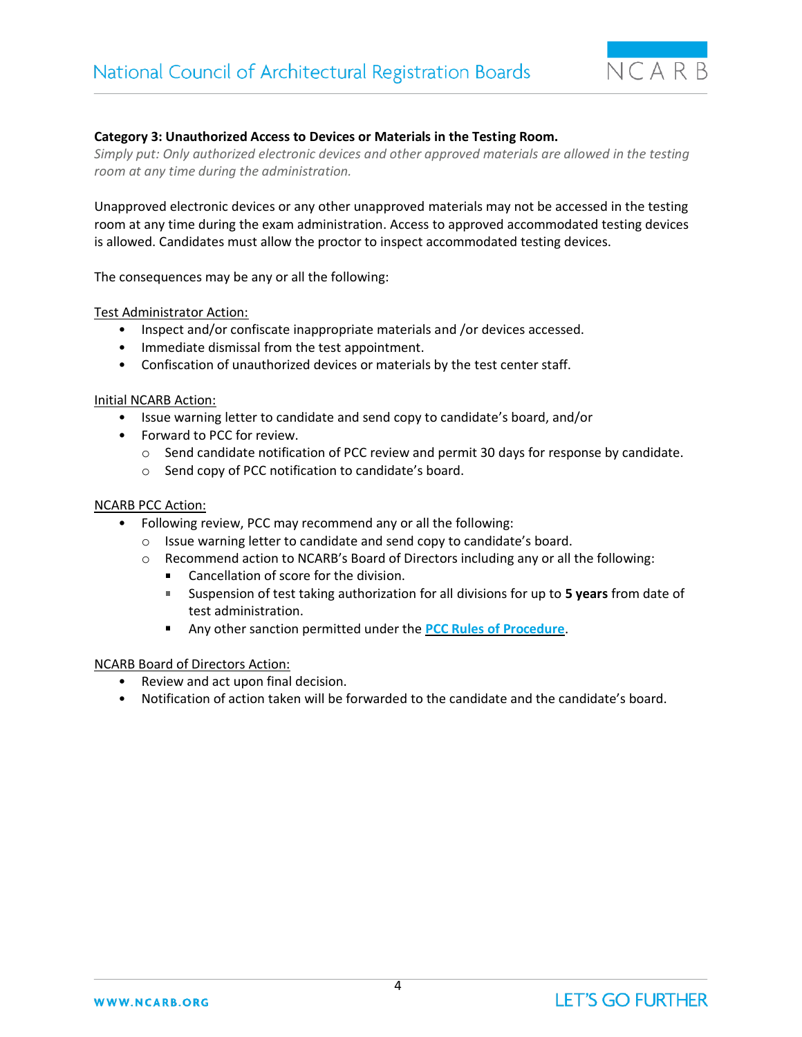**Category 3: Unauthorized Access to Devices or Materials in the Testing Room.**

*Simply put: Only authorized electronic devices and other approved materials are allowed in the testing room at any time during the administration.*

Unapproved electronic devices or any other unapproved materials may not be accessed in the testing room at any time during the exam administration. Access to approved accommodated testing devices is allowed. Candidates must allow the proctor to inspect accommodated testing devices.

The consequences may be any or all the following:

<u>Test Administrator Action:</u>

- Inspect and/or confiscate inappropriate materials and /or devices accessed.
- Immediate dismissal from the test appointment.
- Confiscation of unauthorized devices or materials by the test center staff.

<u>Initial NCARB Action:</u>

- Issue warning letter to candidate and send copy to candidate's board, and/or
- Forward to PCC for review.
    - Send candidate notification of PCC review and permit 30 days for response by candidate.
    - Send copy of PCC notification to candidate's board.

<u>NCARB PCC Action:</u>

- Following review, PCC may recommend any or all the following:
    - Issue warning letter to candidate and send copy to candidate's board.
    - Recommend action to NCARB's Board of Directors including any or all the following:
        - Cancellation of score for the division.
        - Suspension of test taking authorization for all divisions for up to **5 years** from date of test administration.
        - Any other sanction permitted under the **PCC Rules of Procedure**.

<u>NCARB Board of Directors Action:</u>

- Review and act upon final decision.
- Notification of action taken will be forwarded to the candidate and the candidate's board.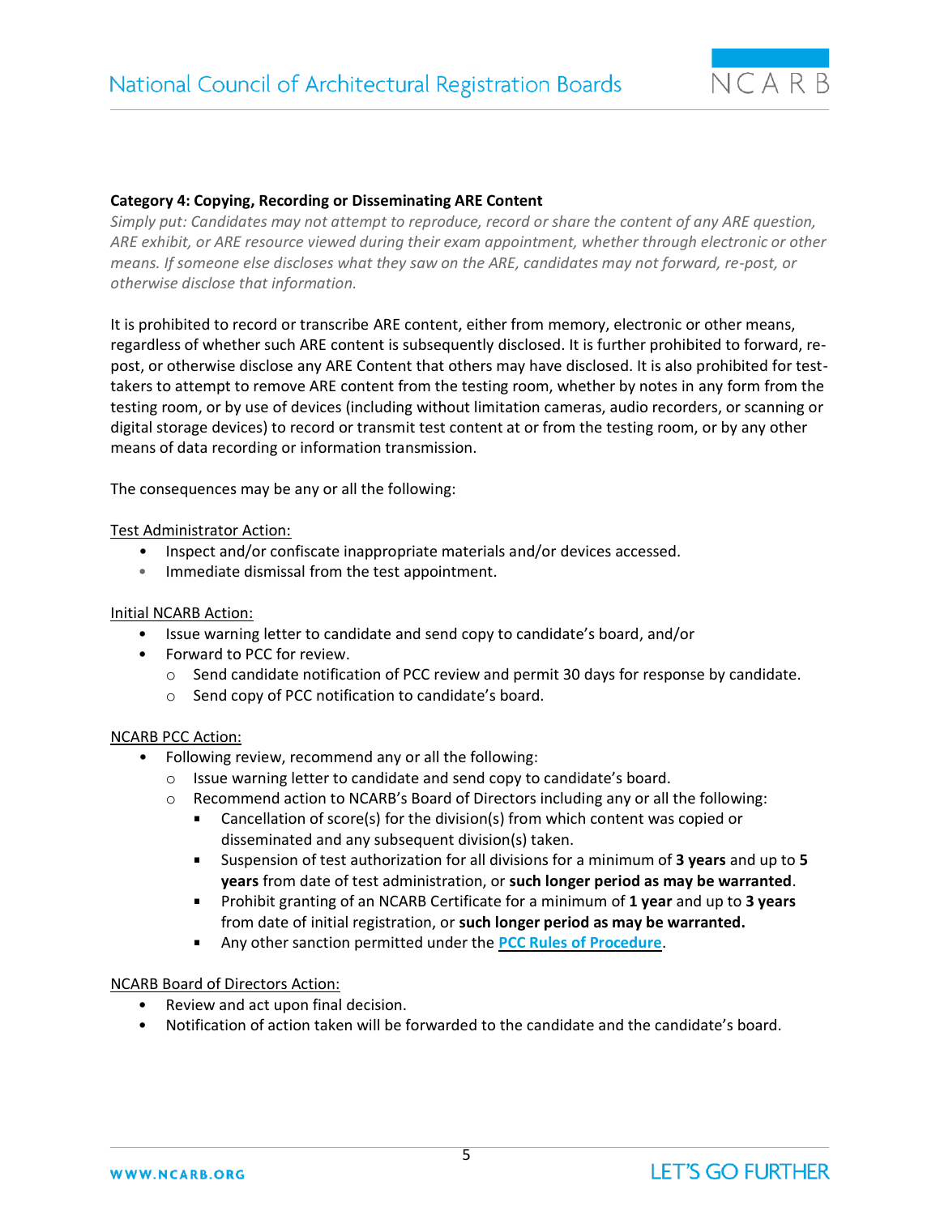**Category 4: Copying, Recording or Disseminating ARE Content**

*Simply put: Candidates may not attempt to reproduce, record or share the content of any ARE question, ARE exhibit, or ARE resource viewed during their exam appointment, whether through electronic or other means. If someone else discloses what they saw on the ARE, candidates may not forward, re-post, or otherwise disclose that information.*

It is prohibited to record or transcribe ARE content, either from memory, electronic or other means, regardless of whether such ARE content is subsequently disclosed. It is further prohibited to forward, re-post, or otherwise disclose any ARE Content that others may have disclosed. It is also prohibited for test-takers to attempt to remove ARE content from the testing room, whether by notes in any form from the testing room, or by use of devices (including without limitation cameras, audio recorders, or scanning or digital storage devices) to record or transmit test content at or from the testing room, or by any other means of data recording or information transmission.

The consequences may be any or all the following:

<u>Test Administrator Action:</u>

- Inspect and/or confiscate inappropriate materials and/or devices accessed.
- Immediate dismissal from the test appointment.

<u>Initial NCARB Action:</u>

- Issue warning letter to candidate and send copy to candidate's board, and/or
- Forward to PCC for review.
  - Send candidate notification of PCC review and permit 30 days for response by candidate.
  - Send copy of PCC notification to candidate's board.

<u>NCARB PCC Action:</u>

- Following review, recommend any or all the following:
  - Issue warning letter to candidate and send copy to candidate's board.
  - Recommend action to NCARB's Board of Directors including any or all the following:
    - Cancellation of score(s) for the division(s) from which content was copied or disseminated and any subsequent division(s) taken.
    - Suspension of test authorization for all divisions for a minimum of **3 years** and up to **5 years** from date of test administration, or **such longer period as may be warranted**.
    - Prohibit granting of an NCARB Certificate for a minimum of **1 year** and up to **3 years** from date of initial registration, or **such longer period as may be warranted.**
    - Any other sanction permitted under the **PCC Rules of Procedure**.

<u>NCARB Board of Directors Action:</u>

- Review and act upon final decision.
- Notification of action taken will be forwarded to the candidate and the candidate's board.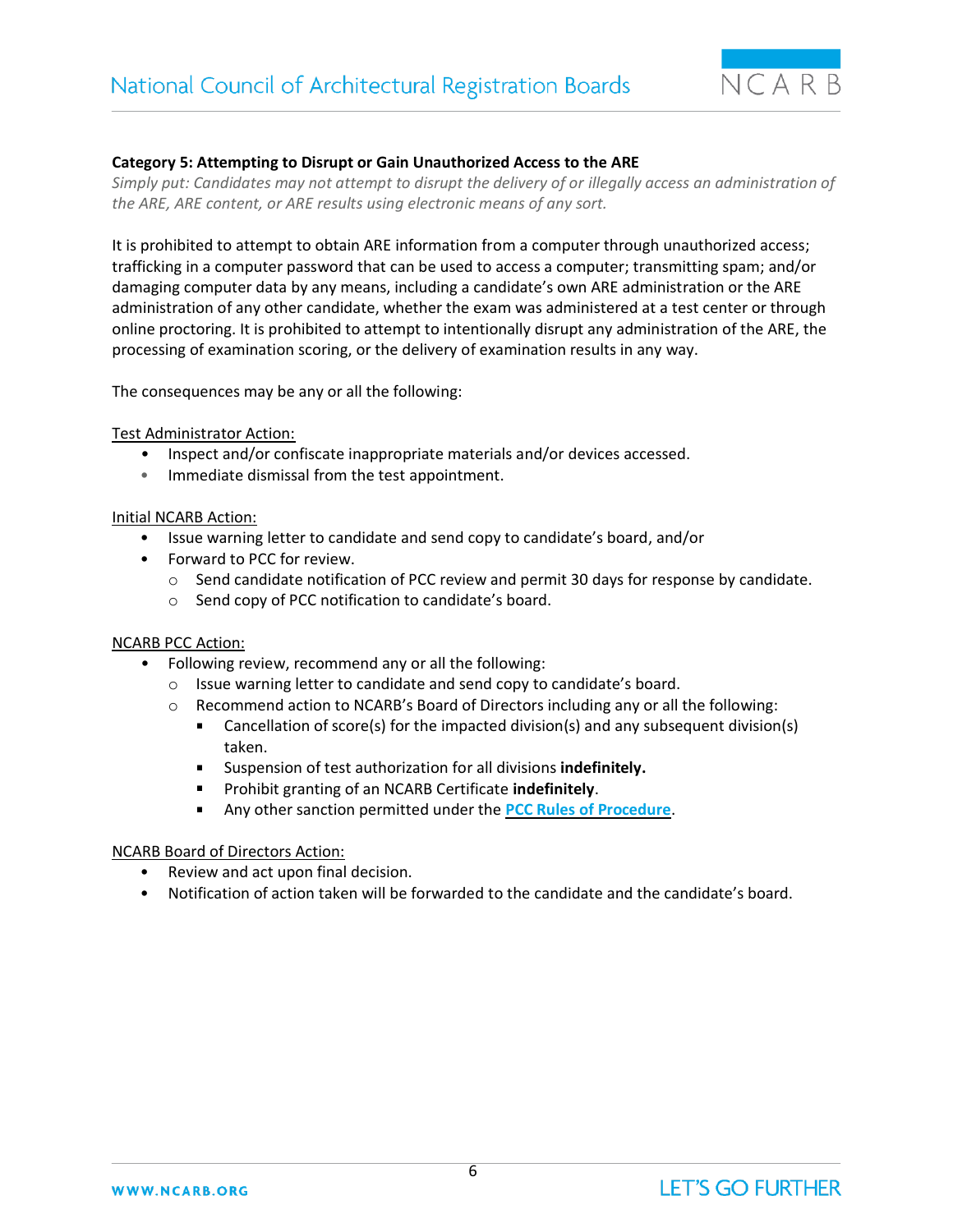**Category 5: Attempting to Disrupt or Gain Unauthorized Access to the ARE**

*Simply put: Candidates may not attempt to disrupt the delivery of or illegally access an administration of the ARE, ARE content, or ARE results using electronic means of any sort.*

It is prohibited to attempt to obtain ARE information from a computer through unauthorized access; trafficking in a computer password that can be used to access a computer; transmitting spam; and/or damaging computer data by any means, including a candidate's own ARE administration or the ARE administration of any other candidate, whether the exam was administered at a test center or through online proctoring. It is prohibited to attempt to intentionally disrupt any administration of the ARE, the processing of examination scoring, or the delivery of examination results in any way.

The consequences may be any or all the following:

Test Administrator Action:

- Inspect and/or confiscate inappropriate materials and/or devices accessed.
- Immediate dismissal from the test appointment.

Initial NCARB Action:

- Issue warning letter to candidate and send copy to candidate's board, and/or
- Forward to PCC for review.
  - Send candidate notification of PCC review and permit 30 days for response by candidate.
  - Send copy of PCC notification to candidate's board.

NCARB PCC Action:

- Following review, recommend any or all the following:
  - Issue warning letter to candidate and send copy to candidate's board.
  - Recommend action to NCARB's Board of Directors including any or all the following:
    - Cancellation of score(s) for the impacted division(s) and any subsequent division(s) taken.
    - Suspension of test authorization for all divisions **indefinitely.**
    - Prohibit granting of an NCARB Certificate **indefinitely**.
    - Any other sanction permitted under the **PCC Rules of Procedure**.

NCARB Board of Directors Action:

- Review and act upon final decision.
- Notification of action taken will be forwarded to the candidate and the candidate's board.